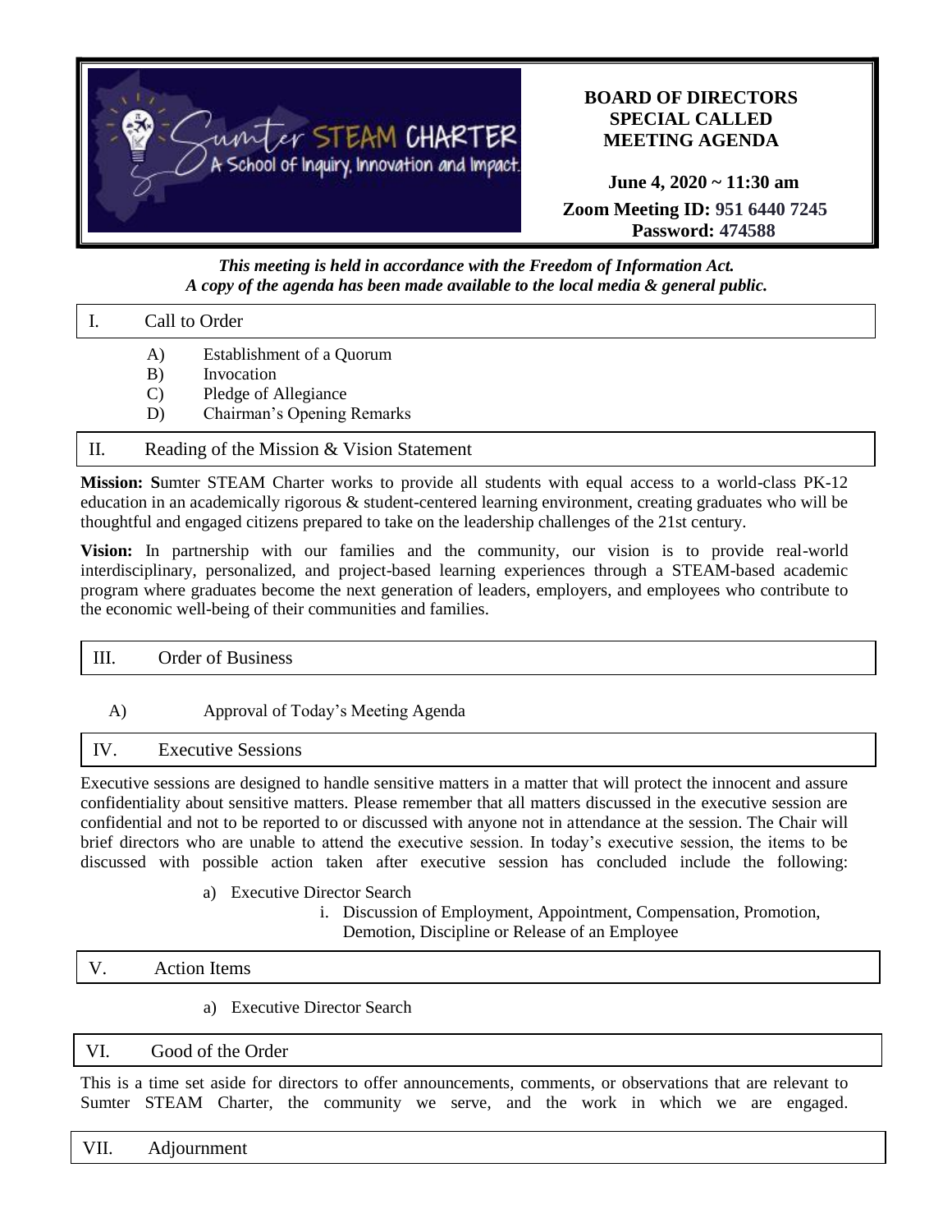Sumter STEAM CHARTER
A School of Inquiry, Innovation and Impact.

# BOARD OF DIRECTORS SPECIAL CALLED MEETING AGENDA

**June 4, 2020 ~ 11:30 am**

**Zoom Meeting ID: 951 6440 7245**
**Password: 474588**

***This meeting is held in accordance with the Freedom of Information Act.***
***A copy of the agenda has been made available to the local media & general public.***

## I. Call to Order

A) Establishment of a Quorum
B) Invocation
C) Pledge of Allegiance
D) Chairman's Opening Remarks

## II. Reading of the Mission & Vision Statement

**Mission: S**umter STEAM Charter works to provide all students with equal access to a world-class PK-12 education in an academically rigorous & student-centered learning environment, creating graduates who will be thoughtful and engaged citizens prepared to take on the leadership challenges of the 21st century.

**Vision:** In partnership with our families and the community, our vision is to provide real-world interdisciplinary, personalized, and project-based learning experiences through a STEAM-based academic program where graduates become the next generation of leaders, employers, and employees who contribute to the economic well-being of their communities and families.

## III. Order of Business

A) Approval of Today's Meeting Agenda

## IV. Executive Sessions

Executive sessions are designed to handle sensitive matters in a matter that will protect the innocent and assure confidentiality about sensitive matters. Please remember that all matters discussed in the executive session are confidential and not to be reported to or discussed with anyone not in attendance at the session. The Chair will brief directors who are unable to attend the executive session. In today's executive session, the items to be discussed with possible action taken after executive session has concluded include the following:

a) Executive Director Search
   i. Discussion of Employment, Appointment, Compensation, Promotion, Demotion, Discipline or Release of an Employee

## V. Action Items

a) Executive Director Search

## VI. Good of the Order

This is a time set aside for directors to offer announcements, comments, or observations that are relevant to Sumter STEAM Charter, the community we serve, and the work in which we are engaged.

## VII. Adjournment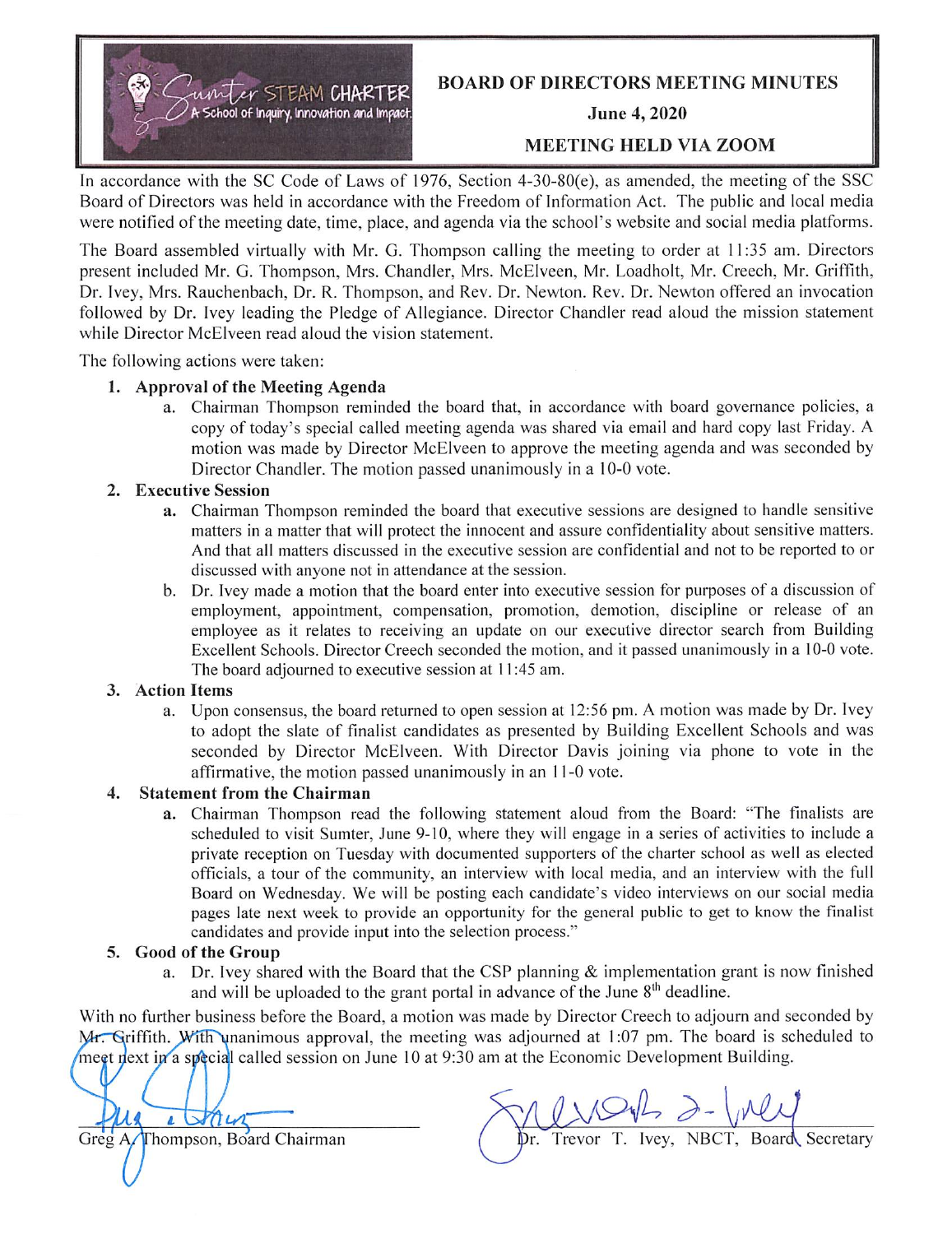Sumter STEAM CHARTER
A School of Inquiry, Innovation and Impact

# BOARD OF DIRECTORS MEETING MINUTES

**June 4, 2020**

**MEETING HELD VIA ZOOM**

In accordance with the SC Code of Laws of 1976, Section 4-30-80(e), as amended, the meeting of the SSC Board of Directors was held in accordance with the Freedom of Information Act. The public and local media were notified of the meeting date, time, place, and agenda via the school's website and social media platforms.

The Board assembled virtually with Mr. G. Thompson calling the meeting to order at 11:35 am. Directors present included Mr. G. Thompson, Mrs. Chandler, Mrs. McElveen, Mr. Loadholt, Mr. Creech, Mr. Griffith, Dr. Ivey, Mrs. Rauchenbach, Dr. R. Thompson, and Rev. Dr. Newton. Rev. Dr. Newton offered an invocation followed by Dr. Ivey leading the Pledge of Allegiance. Director Chandler read aloud the mission statement while Director McElveen read aloud the vision statement.

The following actions were taken:

1. **Approval of the Meeting Agenda**
   a. Chairman Thompson reminded the board that, in accordance with board governance policies, a copy of today's special called meeting agenda was shared via email and hard copy last Friday. A motion was made by Director McElveen to approve the meeting agenda and was seconded by Director Chandler. The motion passed unanimously in a 10-0 vote.

2. **Executive Session**
   a. Chairman Thompson reminded the board that executive sessions are designed to handle sensitive matters in a matter that will protect the innocent and assure confidentiality about sensitive matters. And that all matters discussed in the executive session are confidential and not to be reported to or discussed with anyone not in attendance at the session.
   b. Dr. Ivey made a motion that the board enter into executive session for purposes of a discussion of employment, appointment, compensation, promotion, demotion, discipline or release of an employee as it relates to receiving an update on our executive director search from Building Excellent Schools. Director Creech seconded the motion, and it passed unanimously in a 10-0 vote. The board adjourned to executive session at 11:45 am.

3. **Action Items**
   a. Upon consensus, the board returned to open session at 12:56 pm. A motion was made by Dr. Ivey to adopt the slate of finalist candidates as presented by Building Excellent Schools and was seconded by Director McElveen. With Director Davis joining via phone to vote in the affirmative, the motion passed unanimously in an 11-0 vote.

4. **Statement from the Chairman**
   a. Chairman Thompson read the following statement aloud from the Board: "The finalists are scheduled to visit Sumter, June 9-10, where they will engage in a series of activities to include a private reception on Tuesday with documented supporters of the charter school as well as elected officials, a tour of the community, an interview with local media, and an interview with the full Board on Wednesday. We will be posting each candidate's video interviews on our social media pages late next week to provide an opportunity for the general public to get to know the finalist candidates and provide input into the selection process."

5. **Good of the Group**
   a. Dr. Ivey shared with the Board that the CSP planning & implementation grant is now finished and will be uploaded to the grant portal in advance of the June 8th deadline.

With no further business before the Board, a motion was made by Director Creech to adjourn and seconded by Mr. Griffith. With unanimous approval, the meeting was adjourned at 1:07 pm. The board is scheduled to meet next in a special called session on June 10 at 9:30 am at the Economic Development Building.

Greg A. Thompson, Board Chairman

Dr. Trevor T. Ivey, NBCT, Board Secretary